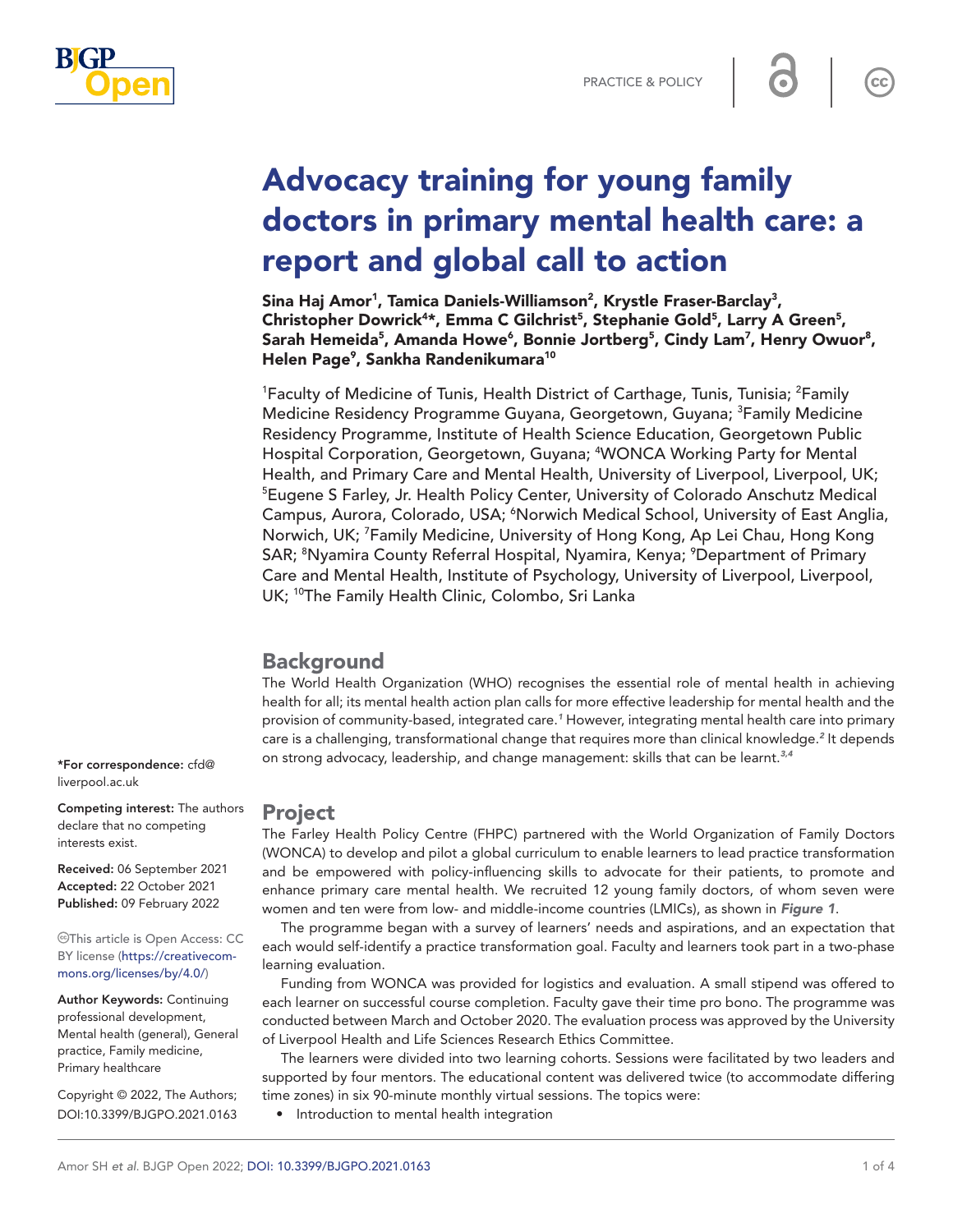PRACTICE & POLICY

# Advocacy training for young family doctors in primary mental health care: a report and global call to action

**Sina Haj Amor[1], Tamica Daniels-Williamson[2], Krystle Fraser-Barclay[3], Christopher Dowrick[4]*, Emma C Gilchrist[5], Stephanie Gold[5], Larry A Green[5], Sarah Hemeida[5], Amanda Howe[6], Bonnie Jortberg[5], Cindy Lam[7], Henry Owuor[8], Helen Page[9], Sankha Randenikumara[10]**

[1]Faculty of Medicine of Tunis, Health District of Carthage, Tunis, Tunisia; [2]Family Medicine Residency Programme Guyana, Georgetown, Guyana; [3]Family Medicine Residency Programme, Institute of Health Science Education, Georgetown Public Hospital Corporation, Georgetown, Guyana; [4]WONCA Working Party for Mental Health, and Primary Care and Mental Health, University of Liverpool, Liverpool, UK; [5]Eugene S Farley, Jr. Health Policy Center, University of Colorado Anschutz Medical Campus, Aurora, Colorado, USA; [6]Norwich Medical School, University of East Anglia, Norwich, UK; [7]Family Medicine, University of Hong Kong, Ap Lei Chau, Hong Kong SAR; [8]Nyamira County Referral Hospital, Nyamira, Kenya; [9]Department of Primary Care and Mental Health, Institute of Psychology, University of Liverpool, Liverpool, UK; [10]The Family Health Clinic, Colombo, Sri Lanka

*For correspondence: cfd@liverpool.ac.uk

**Competing interest:** The authors declare that no competing interests exist.

**Received:** 06 September 2021
**Accepted:** 22 October 2021
**Published:** 09 February 2022

This article is Open Access: CC BY license (https://creativecommons.org/licenses/by/4.0/)

**Author Keywords:** Continuing professional development, Mental health (general), General practice, Family medicine, Primary healthcare

Copyright © 2022, The Authors; DOI:10.3399/BJGPO.2021.0163

## Background

The World Health Organization (WHO) recognises the essential role of mental health in achieving health for all; its mental health action plan calls for more effective leadership for mental health and the provision of community-based, integrated care.[1] However, integrating mental health care into primary care is a challenging, transformational change that requires more than clinical knowledge.[2] It depends on strong advocacy, leadership, and change management: skills that can be learnt.[3,4]

## Project

The Farley Health Policy Centre (FHPC) partnered with the World Organization of Family Doctors (WONCA) to develop and pilot a global curriculum to enable learners to lead practice transformation and be empowered with policy-influencing skills to advocate for their patients, to promote and enhance primary care mental health. We recruited 12 young family doctors, of whom seven were women and ten were from low- and middle-income countries (LMICs), as shown in ***Figure 1***.

The programme began with a survey of learners' needs and aspirations, and an expectation that each would self-identify a practice transformation goal. Faculty and learners took part in a two-phase learning evaluation.

Funding from WONCA was provided for logistics and evaluation. A small stipend was offered to each learner on successful course completion. Faculty gave their time pro bono. The programme was conducted between March and October 2020. The evaluation process was approved by the University of Liverpool Health and Life Sciences Research Ethics Committee.

The learners were divided into two learning cohorts. Sessions were facilitated by two leaders and supported by four mentors. The educational content was delivered twice (to accommodate differing time zones) in six 90-minute monthly virtual sessions. The topics were:

- Introduction to mental health integration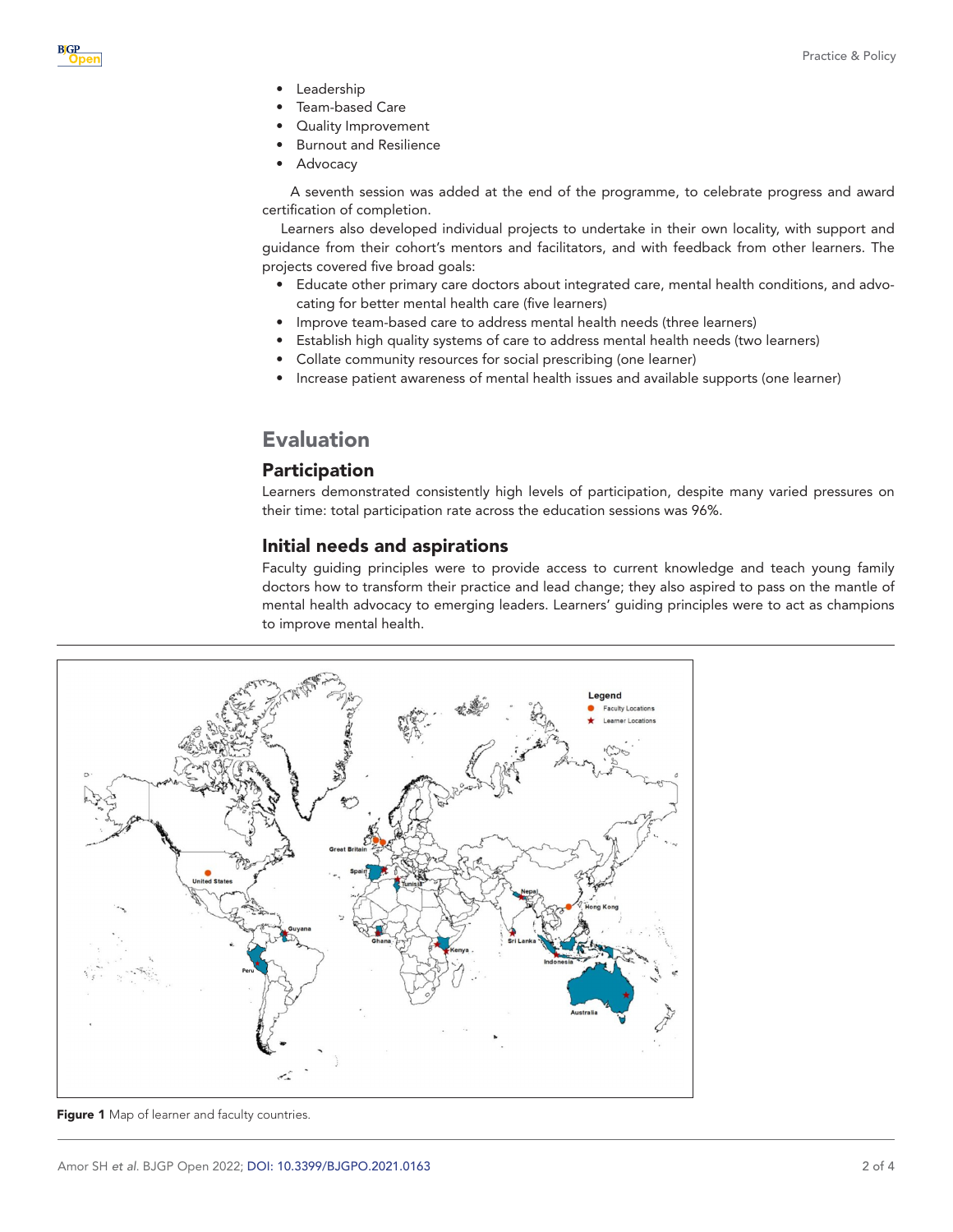- Leadership
- Team-based Care
- Quality Improvement
- Burnout and Resilience
- Advocacy

A seventh session was added at the end of the programme, to celebrate progress and award certification of completion.

Learners also developed individual projects to undertake in their own locality, with support and guidance from their cohort's mentors and facilitators, and with feedback from other learners. The projects covered five broad goals:

- Educate other primary care doctors about integrated care, mental health conditions, and advocating for better mental health care (five learners)
- Improve team-based care to address mental health needs (three learners)
- Establish high quality systems of care to address mental health needs (two learners)
- Collate community resources for social prescribing (one learner)
- Increase patient awareness of mental health issues and available supports (one learner)

## Evaluation

### Participation

Learners demonstrated consistently high levels of participation, despite many varied pressures on their time: total participation rate across the education sessions was 96%.

### Initial needs and aspirations

Faculty guiding principles were to provide access to current knowledge and teach young family doctors how to transform their practice and lead change; they also aspired to pass on the mantle of mental health advocacy to emerging leaders. Learners' guiding principles were to act as champions to improve mental health.

**Figure 1** Map of learner and faculty countries.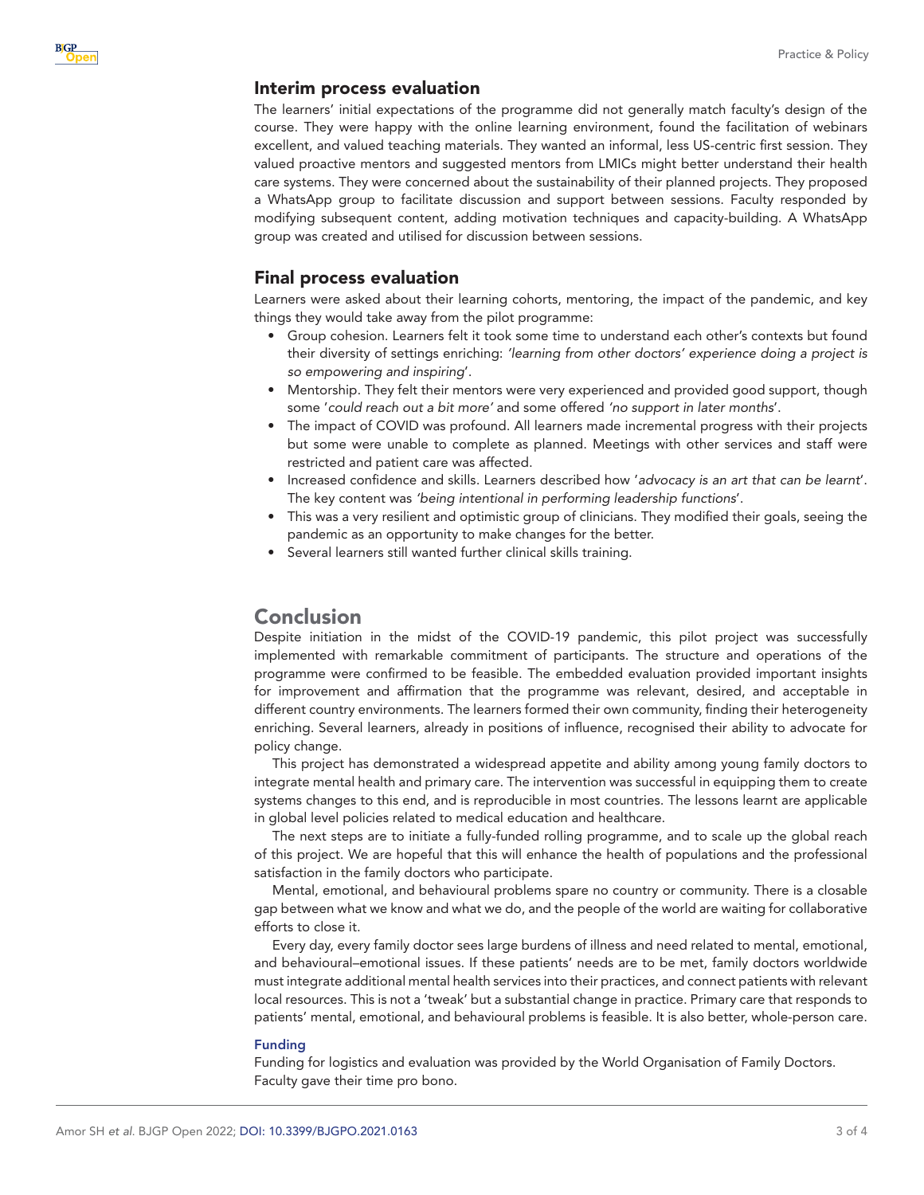## Interim process evaluation

The learners' initial expectations of the programme did not generally match faculty's design of the course. They were happy with the online learning environment, found the facilitation of webinars excellent, and valued teaching materials. They wanted an informal, less US-centric first session. They valued proactive mentors and suggested mentors from LMICs might better understand their health care systems. They were concerned about the sustainability of their planned projects. They proposed a WhatsApp group to facilitate discussion and support between sessions. Faculty responded by modifying subsequent content, adding motivation techniques and capacity-building. A WhatsApp group was created and utilised for discussion between sessions.

## Final process evaluation

Learners were asked about their learning cohorts, mentoring, the impact of the pandemic, and key things they would take away from the pilot programme:

- Group cohesion. Learners felt it took some time to understand each other's contexts but found their diversity of settings enriching: *'learning from other doctors' experience doing a project is so empowering and inspiring*'.
- Mentorship. They felt their mentors were very experienced and provided good support, though some '*could reach out a bit more'* and some offered *'no support in later months*'.
- The impact of COVID was profound. All learners made incremental progress with their projects but some were unable to complete as planned. Meetings with other services and staff were restricted and patient care was affected.
- Increased confidence and skills. Learners described how '*advocacy is an art that can be learnt*'. The key content was *'being intentional in performing leadership functions*'.
- This was a very resilient and optimistic group of clinicians. They modified their goals, seeing the pandemic as an opportunity to make changes for the better.
- Several learners still wanted further clinical skills training.

# Conclusion

Despite initiation in the midst of the COVID-19 pandemic, this pilot project was successfully implemented with remarkable commitment of participants. The structure and operations of the programme were confirmed to be feasible. The embedded evaluation provided important insights for improvement and affirmation that the programme was relevant, desired, and acceptable in different country environments. The learners formed their own community, finding their heterogeneity enriching. Several learners, already in positions of influence, recognised their ability to advocate for policy change.

This project has demonstrated a widespread appetite and ability among young family doctors to integrate mental health and primary care. The intervention was successful in equipping them to create systems changes to this end, and is reproducible in most countries. The lessons learnt are applicable in global level policies related to medical education and healthcare.

The next steps are to initiate a fully-funded rolling programme, and to scale up the global reach of this project. We are hopeful that this will enhance the health of populations and the professional satisfaction in the family doctors who participate.

Mental, emotional, and behavioural problems spare no country or community. There is a closable gap between what we know and what we do, and the people of the world are waiting for collaborative efforts to close it.

Every day, every family doctor sees large burdens of illness and need related to mental, emotional, and behavioural–emotional issues. If these patients' needs are to be met, family doctors worldwide must integrate additional mental health services into their practices, and connect patients with relevant local resources. This is not a 'tweak' but a substantial change in practice. Primary care that responds to patients' mental, emotional, and behavioural problems is feasible. It is also better, whole-person care.

### Funding

Funding for logistics and evaluation was provided by the World Organisation of Family Doctors. Faculty gave their time pro bono.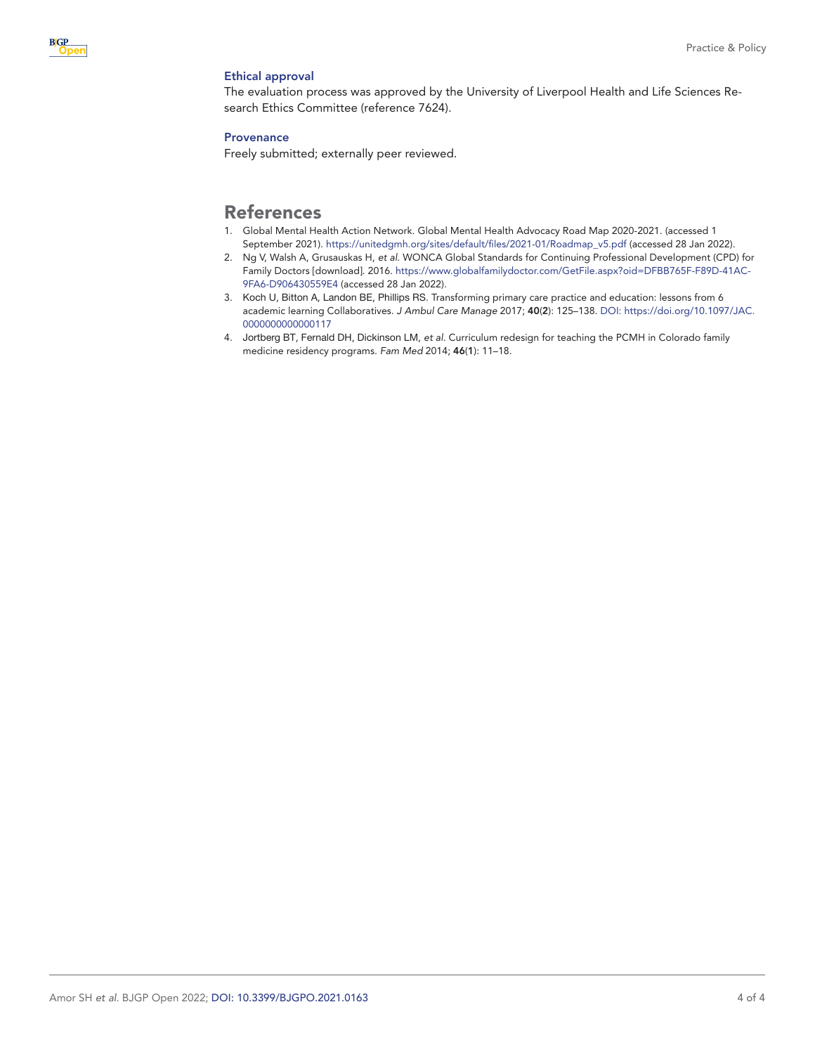### Ethical approval

The evaluation process was approved by the University of Liverpool Health and Life Sciences Research Ethics Committee (reference 7624).

### Provenance

Freely submitted; externally peer reviewed.

## References

1. Global Mental Health Action Network. Global Mental Health Advocacy Road Map 2020-2021. (accessed 1 September 2021). https://unitedgmh.org/sites/default/files/2021-01/Roadmap_v5.pdf (accessed 28 Jan 2022).
2. Ng V, Walsh A, Grusauskas H, *et al.* WONCA Global Standards for Continuing Professional Development (CPD) for Family Doctors [download]. 2016. https://www.globalfamilydoctor.com/GetFile.aspx?oid=DFBB765F-F89D-41AC-9FA6-D906430559E4 (accessed 28 Jan 2022).
3. Koch U, Bitton A, Landon BE, Phillips RS. Transforming primary care practice and education: lessons from 6 academic learning Collaboratives. *J Ambul Care Manage* 2017; **40**(**2**): 125–138. DOI: https://doi.org/10.1097/JAC.0000000000000117
4. Jortberg BT, Fernald DH, Dickinson LM, *et al*. Curriculum redesign for teaching the PCMH in Colorado family medicine residency programs. *Fam Med* 2014; **46**(**1**): 11–18.